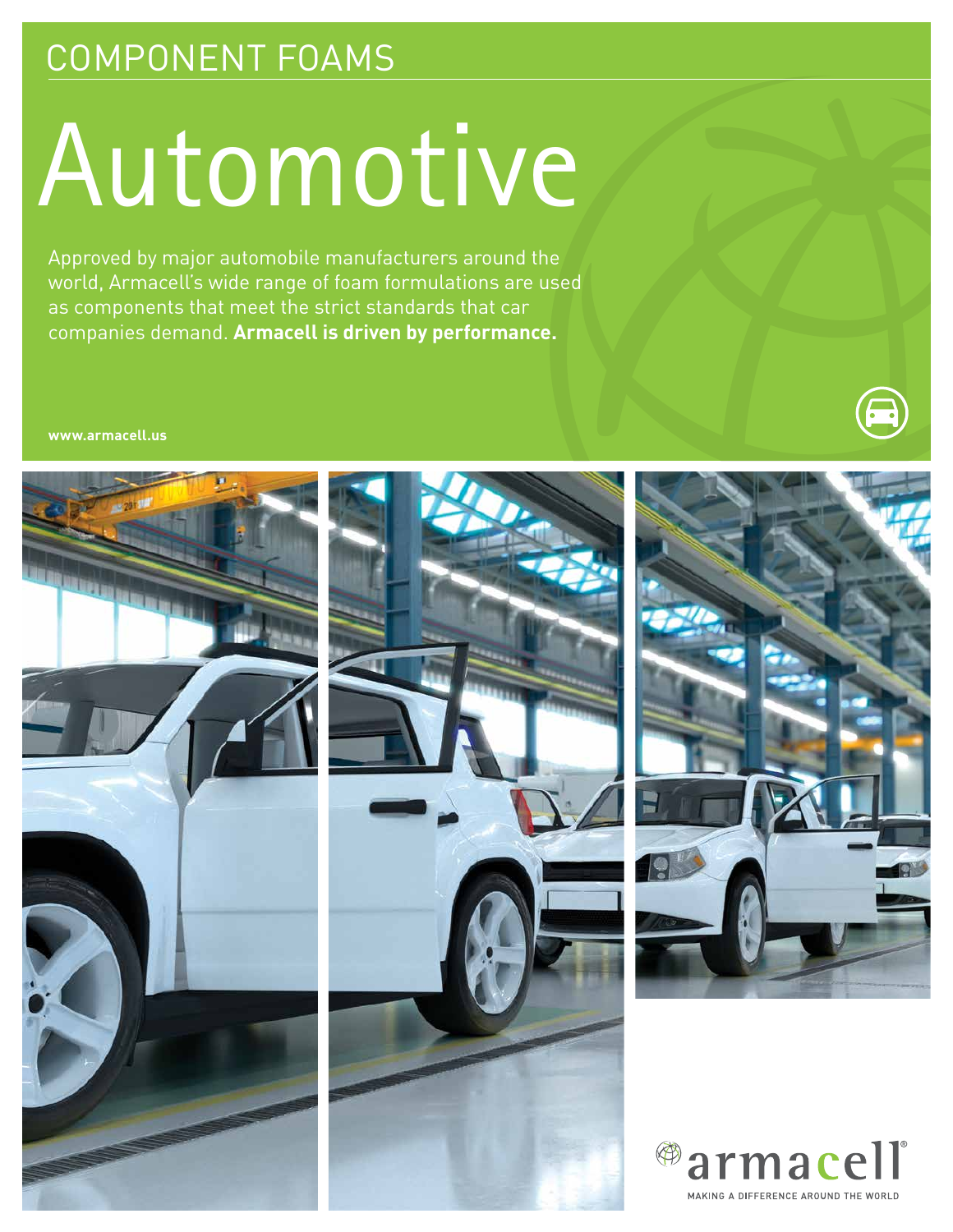## COMPONENT FOAMS

# Automotive

Approved by major automobile manufacturers around the world, Armacell's wide range of foam formulations are used as components that meet the strict standards that car companies demand. **Armacell is driven by performance.**

**www.armacell.us**

armacell®

MAKING A DIFFERENCE AROUND THE WORLD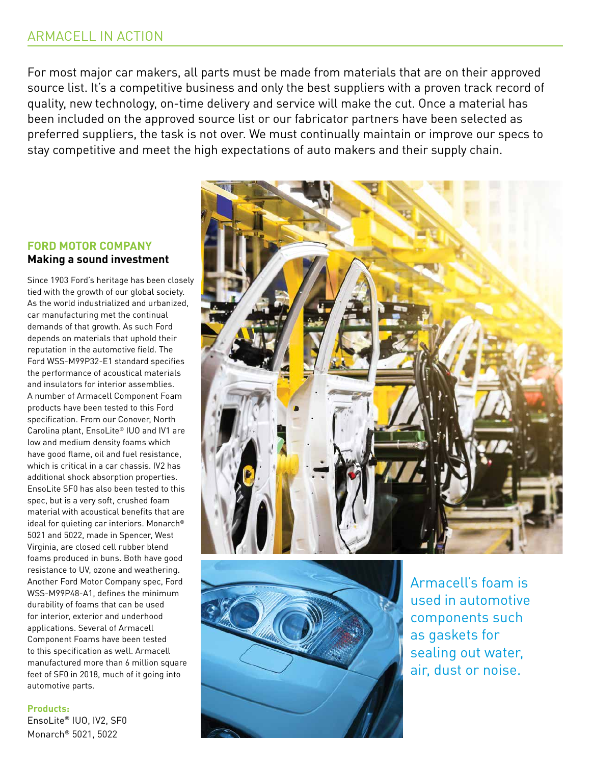## ARMACELL IN ACTION

For most major car makers, all parts must be made from materials that are on their approved source list. It's a competitive business and only the best suppliers with a proven track record of quality, new technology, on-time delivery and service will make the cut. Once a material has been included on the approved source list or our fabricator partners have been selected as preferred suppliers, the task is not over. We must continually maintain or improve our specs to stay competitive and meet the high expectations of auto makers and their supply chain.

### FORD MOTOR COMPANY

**Making a sound investment**

Since 1903 Ford's heritage has been closely tied with the growth of our global society. As the world industrialized and urbanized, car manufacturing met the continual demands of that growth. As such Ford depends on materials that uphold their reputation in the automotive field. The Ford WSS-M99P32-E1 standard specifies the performance of acoustical materials and insulators for interior assemblies. A number of Armacell Component Foam products have been tested to this Ford specification. From our Conover, North Carolina plant, EnsoLite® IUO and IV1 are low and medium density foams which have good flame, oil and fuel resistance, which is critical in a car chassis. IV2 has additional shock absorption properties. EnsoLite SF0 has also been tested to this spec, but is a very soft, crushed foam material with acoustical benefits that are ideal for quieting car interiors. Monarch® 5021 and 5022, made in Spencer, West Virginia, are closed cell rubber blend foams produced in buns. Both have good resistance to UV, ozone and weathering. Another Ford Motor Company spec, Ford WSS-M99P48-A1, defines the minimum durability of foams that can be used for interior, exterior and underhood applications. Several of Armacell Component Foams have been tested to this specification as well. Armacell manufactured more than 6 million square feet of SF0 in 2018, much of it going into automotive parts.

**Products:**
EnsoLite® IUO, IV2, SF0
Monarch® 5021, 5022

Armacell's foam is used in automotive components such as gaskets for sealing out water, air, dust or noise.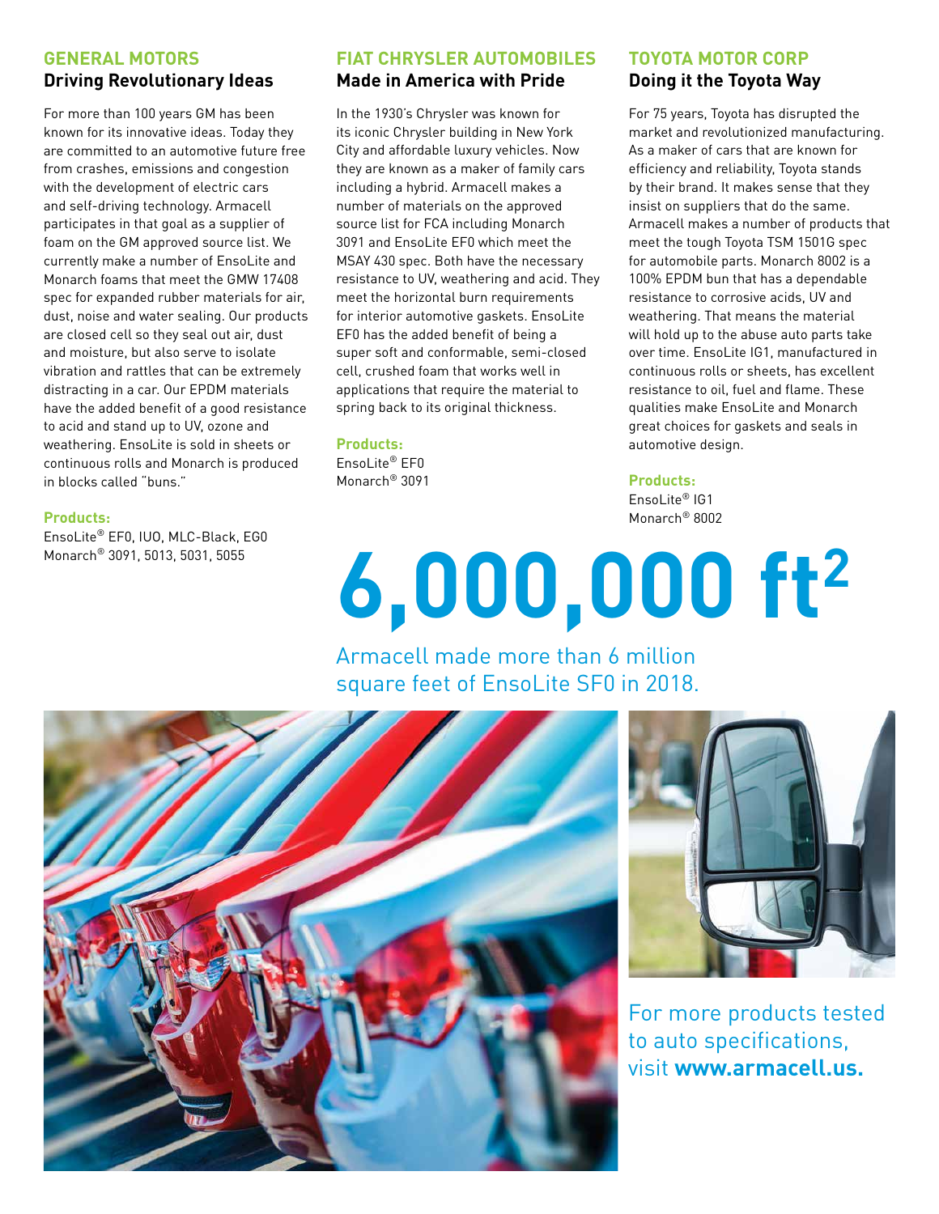## GENERAL MOTORS
### Driving Revolutionary Ideas

For more than 100 years GM has been known for its innovative ideas. Today they are committed to an automotive future free from crashes, emissions and congestion with the development of electric cars and self-driving technology. Armacell participates in that goal as a supplier of foam on the GM approved source list. We currently make a number of EnsoLite and Monarch foams that meet the GMW 17408 spec for expanded rubber materials for air, dust, noise and water sealing. Our products are closed cell so they seal out air, dust and moisture, but also serve to isolate vibration and rattles that can be extremely distracting in a car. Our EPDM materials have the added benefit of a good resistance to acid and stand up to UV, ozone and weathering. EnsoLite is sold in sheets or continuous rolls and Monarch is produced in blocks called "buns."

**Products:**
EnsoLite® EF0, IUO, MLC-Black, EG0
Monarch® 3091, 5013, 5031, 5055

## FIAT CHRYSLER AUTOMOBILES
### Made in America with Pride

In the 1930's Chrysler was known for its iconic Chrysler building in New York City and affordable luxury vehicles. Now they are known as a maker of family cars including a hybrid. Armacell makes a number of materials on the approved source list for FCA including Monarch 3091 and EnsoLite EF0 which meet the MSAY 430 spec. Both have the necessary resistance to UV, weathering and acid. They meet the horizontal burn requirements for interior automotive gaskets. EnsoLite EF0 has the added benefit of being a super soft and conformable, semi-closed cell, crushed foam that works well in applications that require the material to spring back to its original thickness.

**Products:**
EnsoLite® EF0
Monarch® 3091

## TOYOTA MOTOR CORP
### Doing it the Toyota Way

For 75 years, Toyota has disrupted the market and revolutionized manufacturing. As a maker of cars that are known for efficiency and reliability, Toyota stands by their brand. It makes sense that they insist on suppliers that do the same. Armacell makes a number of products that meet the tough Toyota TSM 1501G spec for automobile parts. Monarch 8002 is a 100% EPDM bun that has a dependable resistance to corrosive acids, UV and weathering. That means the material will hold up to the abuse auto parts take over time. EnsoLite IG1, manufactured in continuous rolls or sheets, has excellent resistance to oil, fuel and flame. These qualities make EnsoLite and Monarch great choices for gaskets and seals in automotive design.

**Products:**
EnsoLite® IG1
Monarch® 8002

# 6,000,000 ft²

Armacell made more than 6 million square feet of EnsoLite SF0 in 2018.

For more products tested to auto specifications, visit **www.armacell.us.**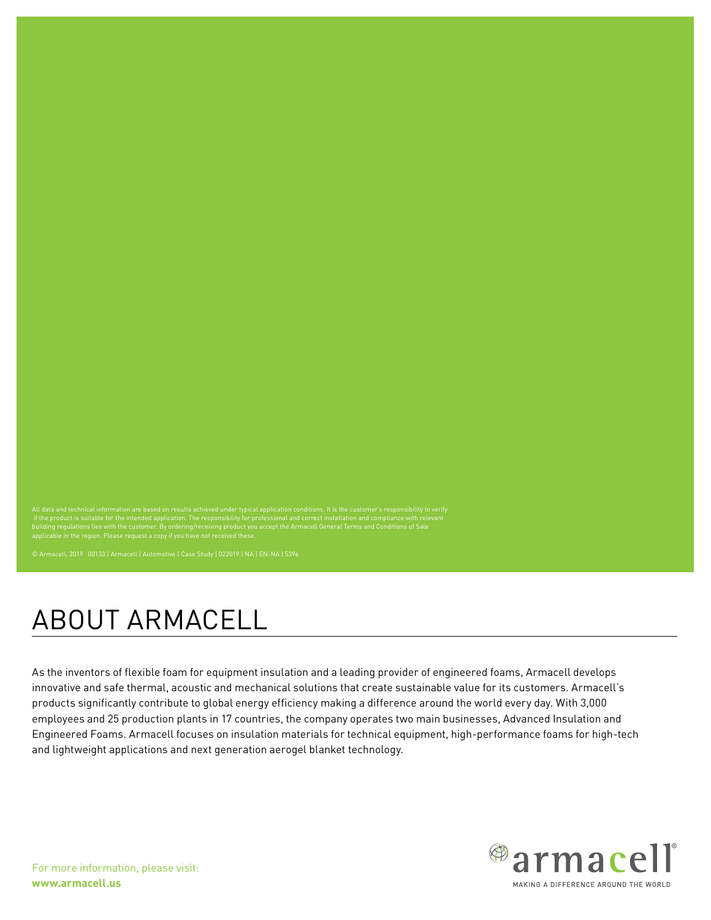All data and technical information are based on results achieved under typical application conditions. It is the customer's responsibility to verify if the product is suitable for the intended application. The responsibility for professional and correct installation and compliance with relevant building regulations lies with the customer. By ordering/receiving product you accept the Armacell General Terms and Conditions of Sale applicable in the region. Please request a copy if you have not received these.

© Armacell, 2019 00133 | Armacell | Automotive | Case Study | 022019 | NA | EN-NA | 5396

# ABOUT ARMACELL

As the inventors of flexible foam for equipment insulation and a leading provider of engineered foams, Armacell develops innovative and safe thermal, acoustic and mechanical solutions that create sustainable value for its customers. Armacell's products significantly contribute to global energy efficiency making a difference around the world every day. With 3,000 employees and 25 production plants in 17 countries, the company operates two main businesses, Advanced Insulation and Engineered Foams. Armacell focuses on insulation materials for technical equipment, high-performance foams for high-tech and lightweight applications and next generation aerogel blanket technology.

For more information, please visit:
**www.armacell.us**

armacell®
MAKING A DIFFERENCE AROUND THE WORLD